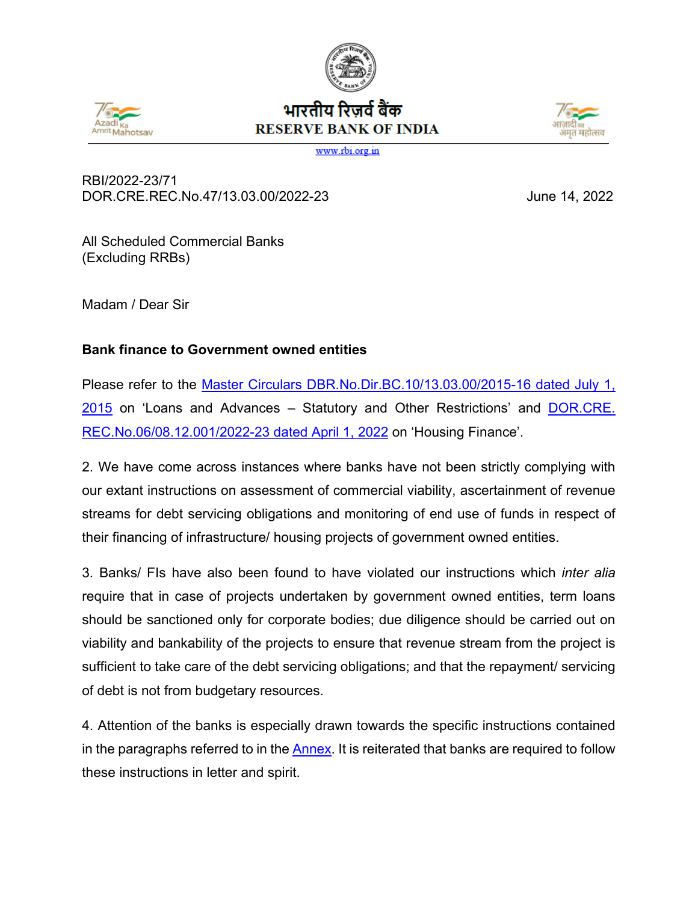भारतीय रिज़र्व बैंक
RESERVE BANK OF INDIA

www.rbi.org.in

RBI/2022-23/71
DOR.CRE.REC.No.47/13.03.00/2022-23 June 14, 2022

All Scheduled Commercial Banks
(Excluding RRBs)

Madam / Dear Sir

**Bank finance to Government owned entities**

Please refer to the Master Circulars DBR.No.Dir.BC.10/13.03.00/2015-16 dated July 1, 2015 on 'Loans and Advances – Statutory and Other Restrictions' and DOR.CRE.REC.No.06/08.12.001/2022-23 dated April 1, 2022 on 'Housing Finance'.

2. We have come across instances where banks have not been strictly complying with our extant instructions on assessment of commercial viability, ascertainment of revenue streams for debt servicing obligations and monitoring of end use of funds in respect of their financing of infrastructure/ housing projects of government owned entities.

3. Banks/ FIs have also been found to have violated our instructions which *inter alia* require that in case of projects undertaken by government owned entities, term loans should be sanctioned only for corporate bodies; due diligence should be carried out on viability and bankability of the projects to ensure that revenue stream from the project is sufficient to take care of the debt servicing obligations; and that the repayment/ servicing of debt is not from budgetary resources.

4. Attention of the banks is especially drawn towards the specific instructions contained in the paragraphs referred to in the Annex. It is reiterated that banks are required to follow these instructions in letter and spirit.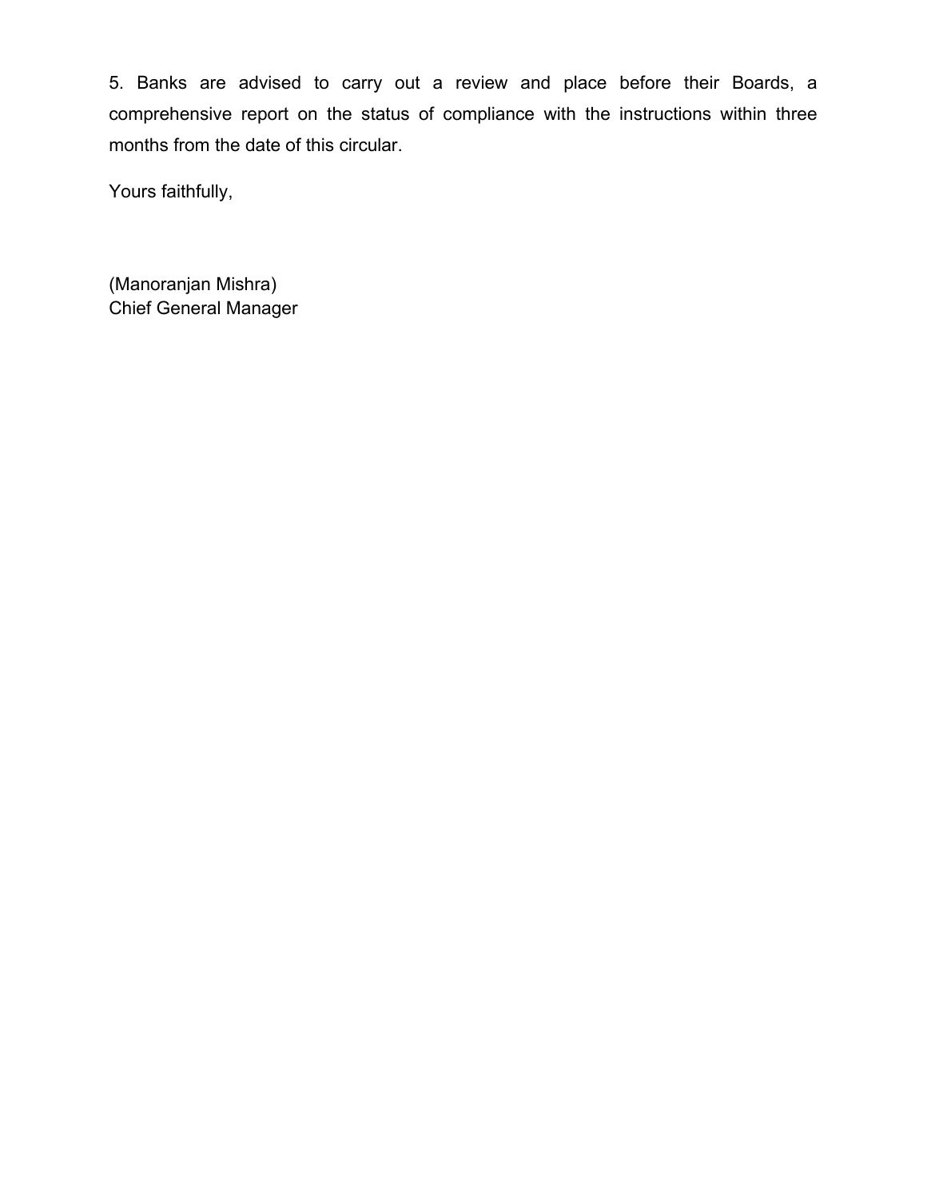5. Banks are advised to carry out a review and place before their Boards, a comprehensive report on the status of compliance with the instructions within three months from the date of this circular.

Yours faithfully,

(Manoranjan Mishra)  
Chief General Manager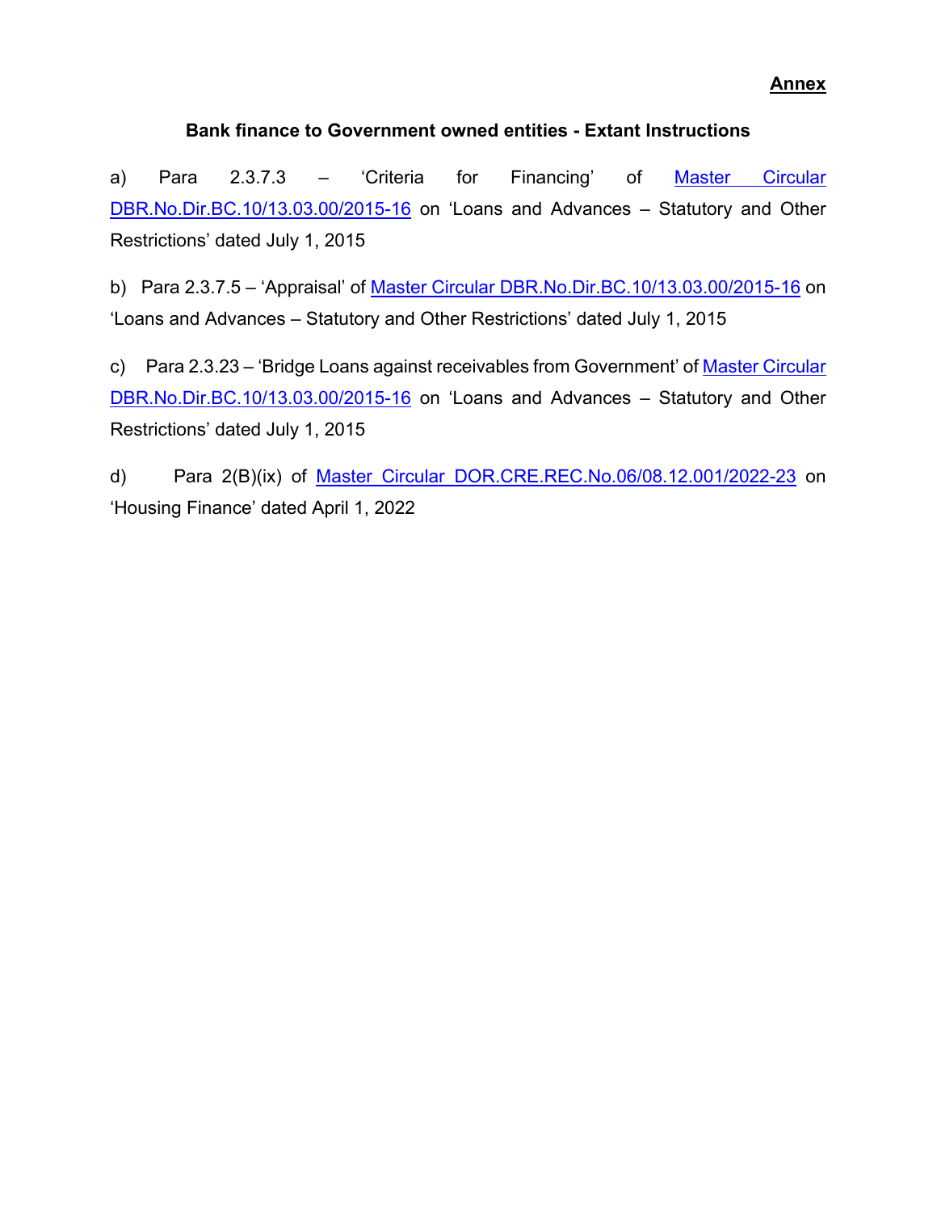**<u>Annex</u>**

**Bank finance to Government owned entities - Extant Instructions**

a) Para 2.3.7.3 – 'Criteria for Financing' of Master Circular DBR.No.Dir.BC.10/13.03.00/2015-16 on 'Loans and Advances – Statutory and Other Restrictions' dated July 1, 2015

b) Para 2.3.7.5 – 'Appraisal' of Master Circular DBR.No.Dir.BC.10/13.03.00/2015-16 on 'Loans and Advances – Statutory and Other Restrictions' dated July 1, 2015

c) Para 2.3.23 – 'Bridge Loans against receivables from Government' of Master Circular DBR.No.Dir.BC.10/13.03.00/2015-16 on 'Loans and Advances – Statutory and Other Restrictions' dated July 1, 2015

d) Para 2(B)(ix) of Master Circular DOR.CRE.REC.No.06/08.12.001/2022-23 on 'Housing Finance' dated April 1, 2022